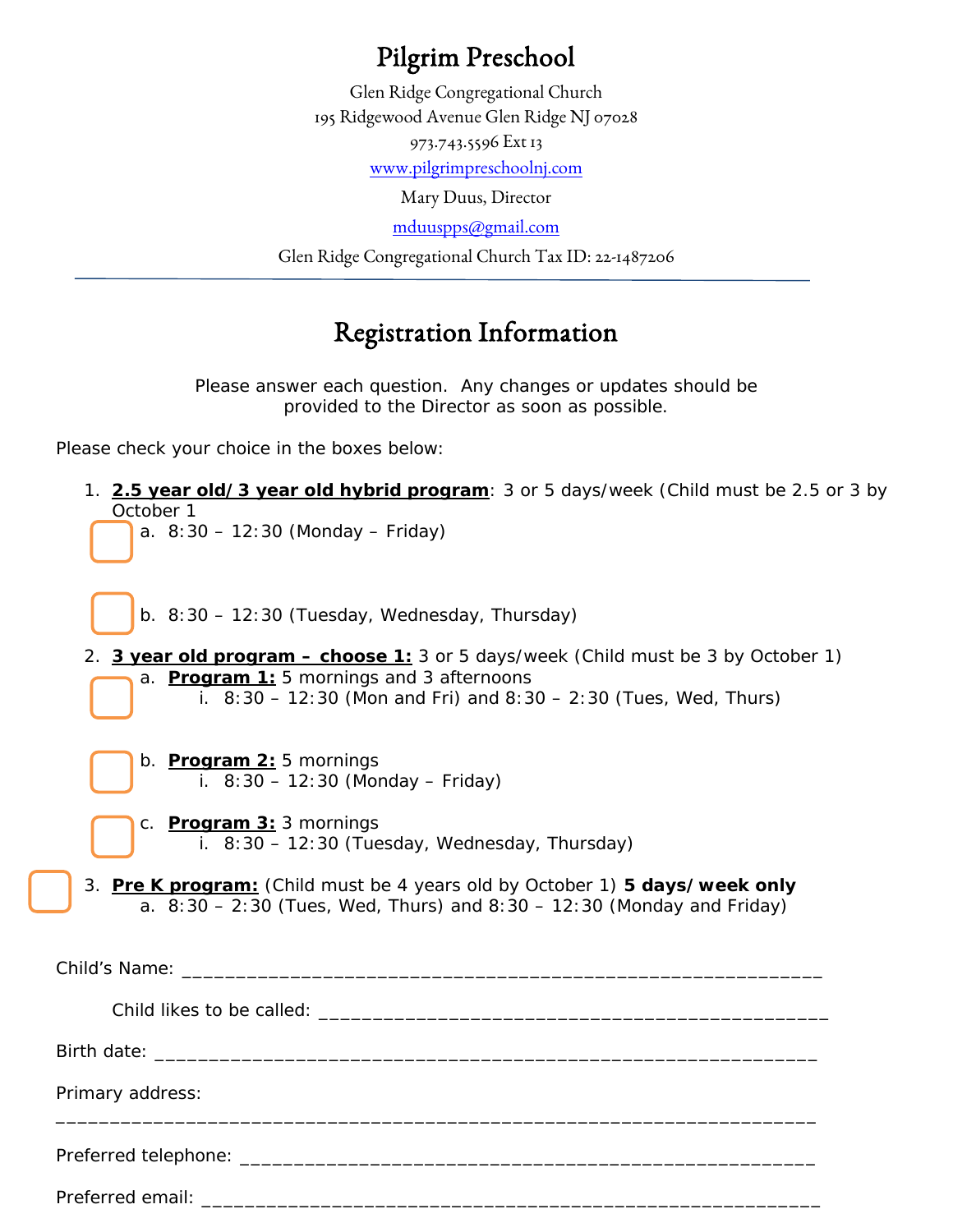# Pilgrim Preschool

Glen Ridge Congregational Church
195 Ridgewood Avenue Glen Ridge NJ 07028
973.743.5596 Ext 13
www.pilgrimpreschoolnj.com
Mary Duus, Director
mduuspps@gmail.com
Glen Ridge Congregational Church Tax ID: 22-1487206

---

## Registration Information

Please answer each question. Any changes or updates should be provided to the Director as soon as possible.

Please check your choice in the boxes below:

1. **2.5 year old/3 year old hybrid program**: 3 or 5 days/week (Child must be 2.5 or 3 by October 1
   - ☐ a. 8:30 – 12:30 (Monday – Friday)
   - ☐ b. 8:30 – 12:30 (Tuesday, Wednesday, Thursday)
2. **3 year old program – choose 1:** 3 or 5 days/week (Child must be 3 by October 1)
   - ☐ a. **Program 1:** 5 mornings and 3 afternoons
     - i. 8:30 – 12:30 (Mon and Fri) and 8:30 – 2:30 (Tues, Wed, Thurs)
   - ☐ b. **Program 2:** 5 mornings
     - i. 8:30 – 12:30 (Monday – Friday)
   - ☐ c. **Program 3:** 3 mornings
     - i. 8:30 – 12:30 (Tuesday, Wednesday, Thursday)
3. ☐ **Pre K program:** (Child must be 4 years old by October 1) **5 days/week only**
   - a. 8:30 – 2:30 (Tues, Wed, Thurs) and 8:30 – 12:30 (Monday and Friday)

Child's Name: ____________________________________________________________

Child likes to be called: ________________________________________________

Birth date: ______________________________________________________________

Primary address:

_______________________________________________________________________

Preferred telephone: ______________________________________________________

Preferred email: __________________________________________________________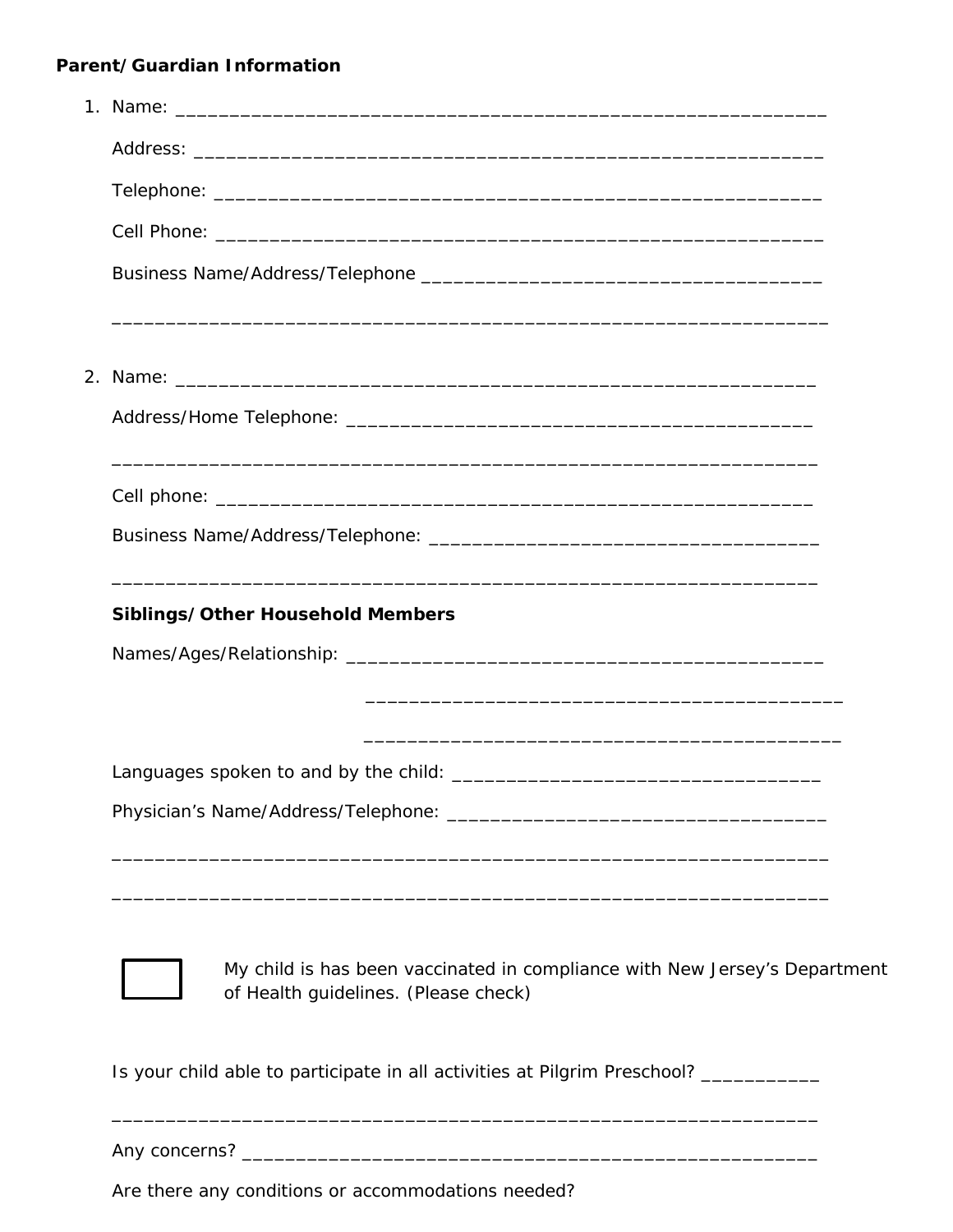**Parent/Guardian Information**

1. Name: ______________________________________________________________

   Address: ____________________________________________________________

   Telephone: __________________________________________________________

   Cell Phone: __________________________________________________________

   Business Name/Address/Telephone ____________________________________

   ____________________________________________________________________

2. Name: _____________________________________________________________

   Address/Home Telephone: ____________________________________________

   ___________________________________________________________________

   Cell phone: _________________________________________________________

   Business Name/Address/Telephone: ___________________________________

   ___________________________________________________________________

   **Siblings/Other Household Members**

   Names/Ages/Relationship: ____________________________________________

   ______________________________________________

   ______________________________________________

   Languages spoken to and by the child: __________________________________

   Physician's Name/Address/Telephone: ___________________________________

   ____________________________________________________________________

   ____________________________________________________________________

   ☐ My child is has been vaccinated in compliance with New Jersey's Department of Health guidelines. (Please check)

   Is your child able to participate in all activities at Pilgrim Preschool? ___________

   ___________________________________________________________________

   Any concerns? _______________________________________________________

   Are there any conditions or accommodations needed?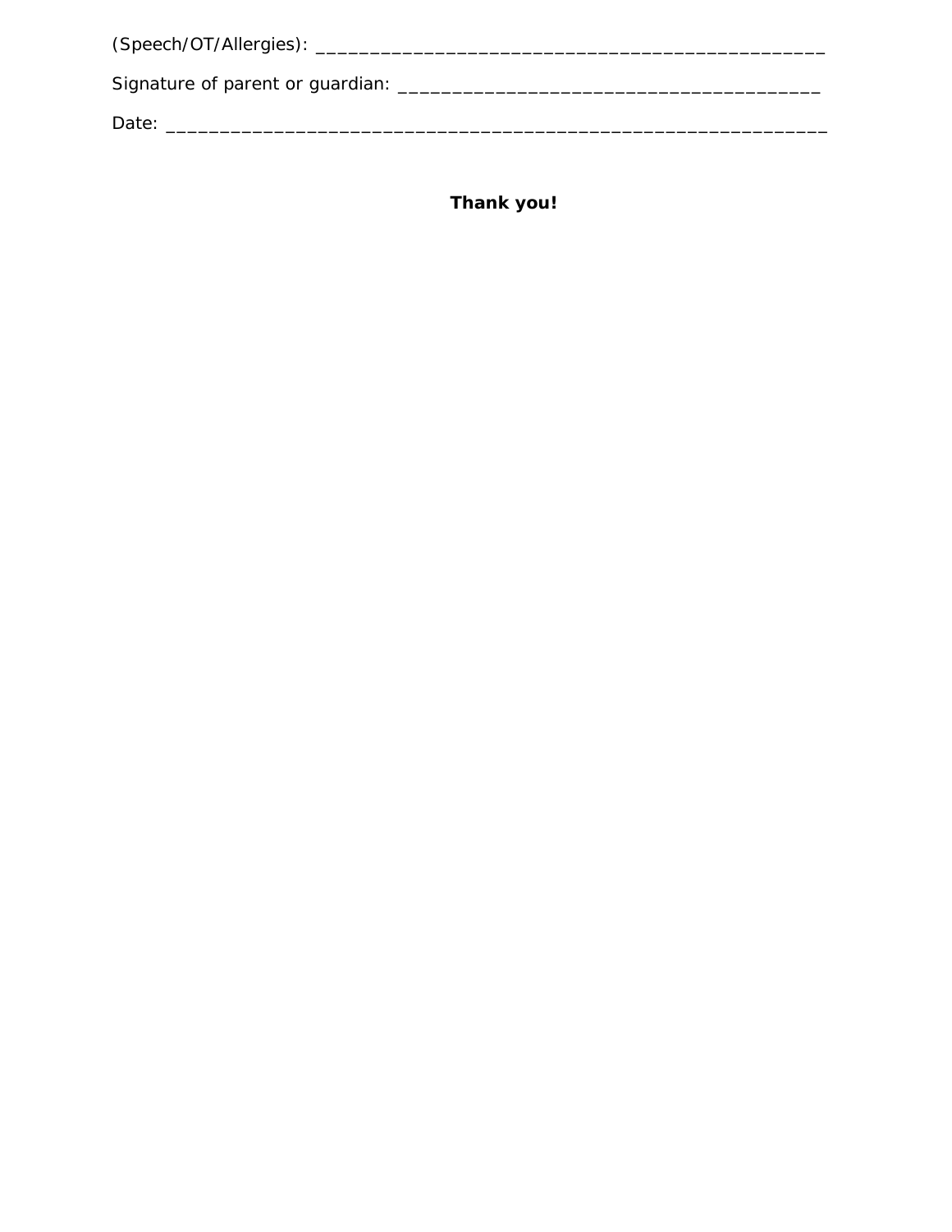(Speech/OT/Allergies): _______________________________________________

Signature of parent or guardian: _______________________________________

Date: ______________________________________________________________

**Thank you!**